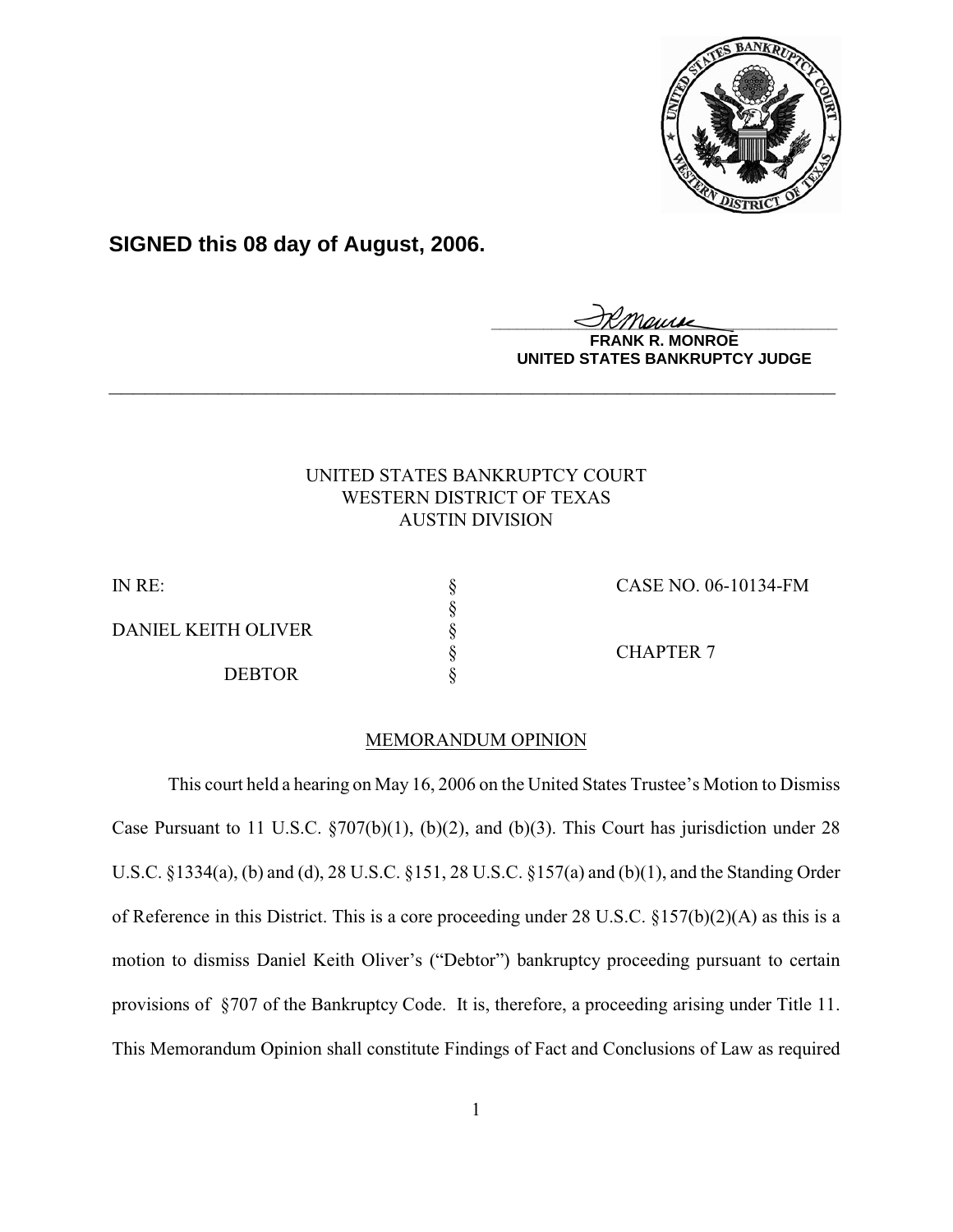**SIGNED this 08 day of August, 2006.**

FRANK R. MONROE
UNITED STATES BANKRUPTCY JUDGE

---

UNITED STATES BANKRUPTCY COURT
WESTERN DISTRICT OF TEXAS
AUSTIN DIVISION

| | | |
|---|---|---|
| IN RE: | § | CASE NO. 06-10134-FM |
| | § | |
| DANIEL KEITH OLIVER | § | |
| | § | CHAPTER 7 |
| DEBTOR | § | |

MEMORANDUM OPINION

This court held a hearing on May 16, 2006 on the United States Trustee's Motion to Dismiss Case Pursuant to 11 U.S.C. §707(b)(1), (b)(2), and (b)(3). This Court has jurisdiction under 28 U.S.C. §1334(a), (b) and (d), 28 U.S.C. §151, 28 U.S.C. §157(a) and (b)(1), and the Standing Order of Reference in this District. This is a core proceeding under 28 U.S.C. §157(b)(2)(A) as this is a motion to dismiss Daniel Keith Oliver's ("Debtor") bankruptcy proceeding pursuant to certain provisions of §707 of the Bankruptcy Code. It is, therefore, a proceeding arising under Title 11. This Memorandum Opinion shall constitute Findings of Fact and Conclusions of Law as required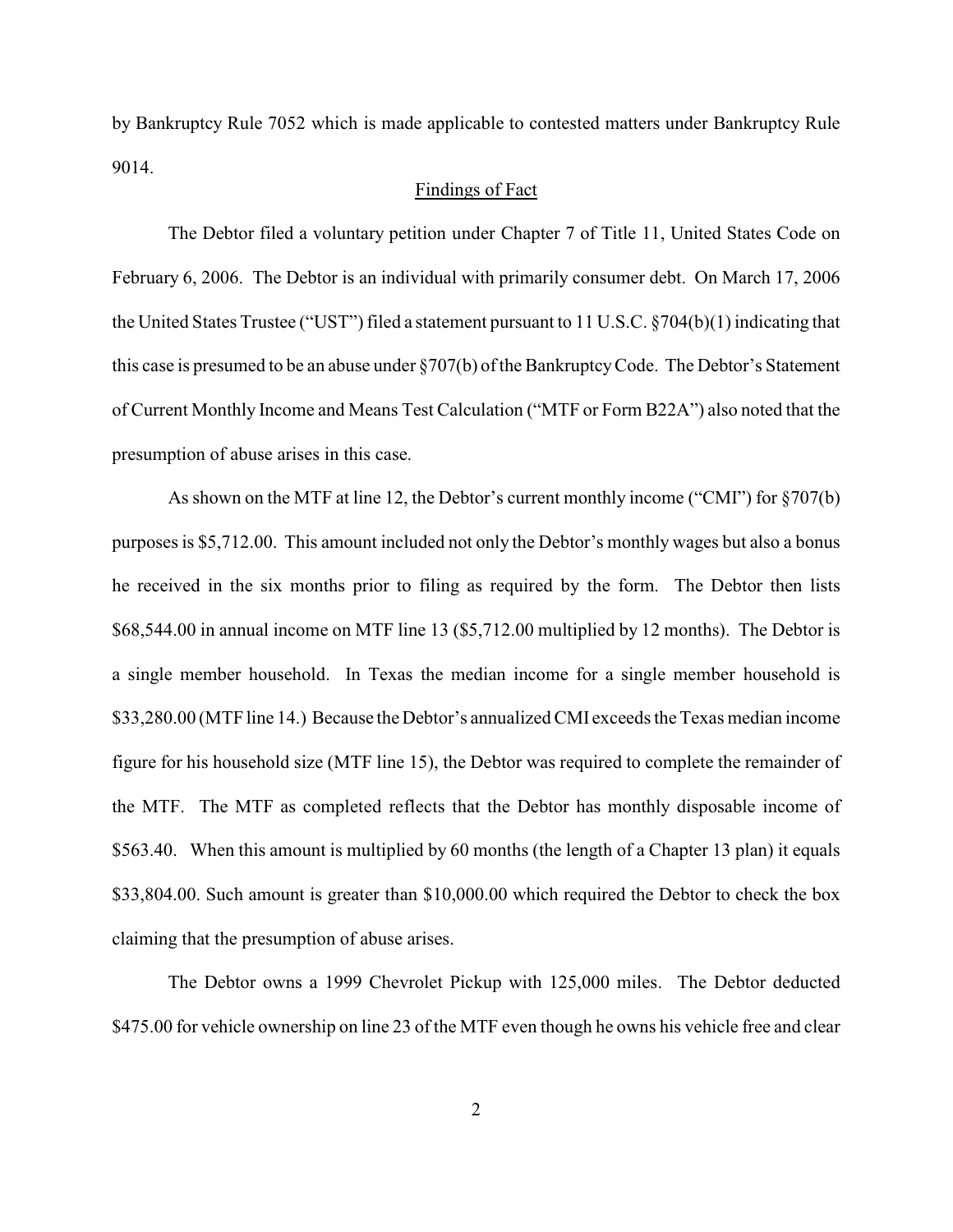by Bankruptcy Rule 7052 which is made applicable to contested matters under Bankruptcy Rule 9014.

## Findings of Fact

The Debtor filed a voluntary petition under Chapter 7 of Title 11, United States Code on February 6, 2006. The Debtor is an individual with primarily consumer debt. On March 17, 2006 the United States Trustee ("UST") filed a statement pursuant to 11 U.S.C. §704(b)(1) indicating that this case is presumed to be an abuse under §707(b) of the Bankruptcy Code. The Debtor's Statement of Current Monthly Income and Means Test Calculation ("MTF or Form B22A") also noted that the presumption of abuse arises in this case.

As shown on the MTF at line 12, the Debtor's current monthly income ("CMI") for §707(b) purposes is $5,712.00. This amount included not only the Debtor's monthly wages but also a bonus he received in the six months prior to filing as required by the form. The Debtor then lists $68,544.00 in annual income on MTF line 13 ($5,712.00 multiplied by 12 months). The Debtor is a single member household. In Texas the median income for a single member household is $33,280.00 (MTF line 14.) Because the Debtor's annualized CMI exceeds the Texas median income figure for his household size (MTF line 15), the Debtor was required to complete the remainder of the MTF. The MTF as completed reflects that the Debtor has monthly disposable income of $563.40. When this amount is multiplied by 60 months (the length of a Chapter 13 plan) it equals $33,804.00. Such amount is greater than $10,000.00 which required the Debtor to check the box claiming that the presumption of abuse arises.

The Debtor owns a 1999 Chevrolet Pickup with 125,000 miles. The Debtor deducted $475.00 for vehicle ownership on line 23 of the MTF even though he owns his vehicle free and clear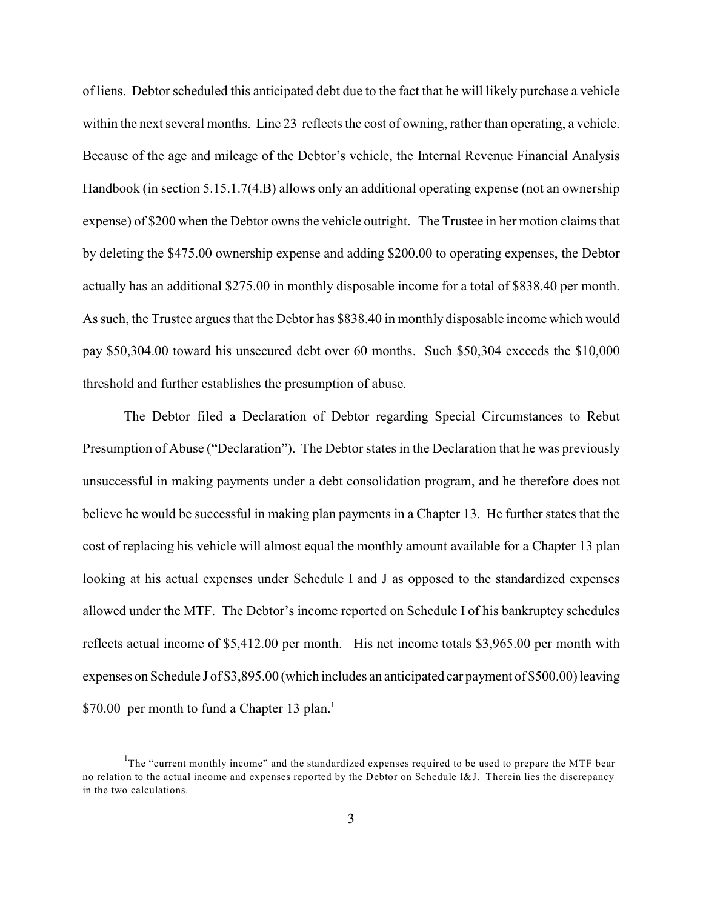of liens. Debtor scheduled this anticipated debt due to the fact that he will likely purchase a vehicle within the next several months. Line 23 reflects the cost of owning, rather than operating, a vehicle. Because of the age and mileage of the Debtor's vehicle, the Internal Revenue Financial Analysis Handbook (in section 5.15.1.7(4.B) allows only an additional operating expense (not an ownership expense) of $200 when the Debtor owns the vehicle outright. The Trustee in her motion claims that by deleting the $475.00 ownership expense and adding $200.00 to operating expenses, the Debtor actually has an additional $275.00 in monthly disposable income for a total of $838.40 per month. As such, the Trustee argues that the Debtor has $838.40 in monthly disposable income which would pay $50,304.00 toward his unsecured debt over 60 months. Such $50,304 exceeds the $10,000 threshold and further establishes the presumption of abuse.

The Debtor filed a Declaration of Debtor regarding Special Circumstances to Rebut Presumption of Abuse ("Declaration"). The Debtor states in the Declaration that he was previously unsuccessful in making payments under a debt consolidation program, and he therefore does not believe he would be successful in making plan payments in a Chapter 13. He further states that the cost of replacing his vehicle will almost equal the monthly amount available for a Chapter 13 plan looking at his actual expenses under Schedule I and J as opposed to the standardized expenses allowed under the MTF. The Debtor's income reported on Schedule I of his bankruptcy schedules reflects actual income of $5,412.00 per month. His net income totals $3,965.00 per month with expenses on Schedule J of $3,895.00 (which includes an anticipated car payment of $500.00) leaving $70.00 per month to fund a Chapter 13 plan.[1]

---

[1] The "current monthly income" and the standardized expenses required to be used to prepare the MTF bear no relation to the actual income and expenses reported by the Debtor on Schedule I&J. Therein lies the discrepancy in the two calculations.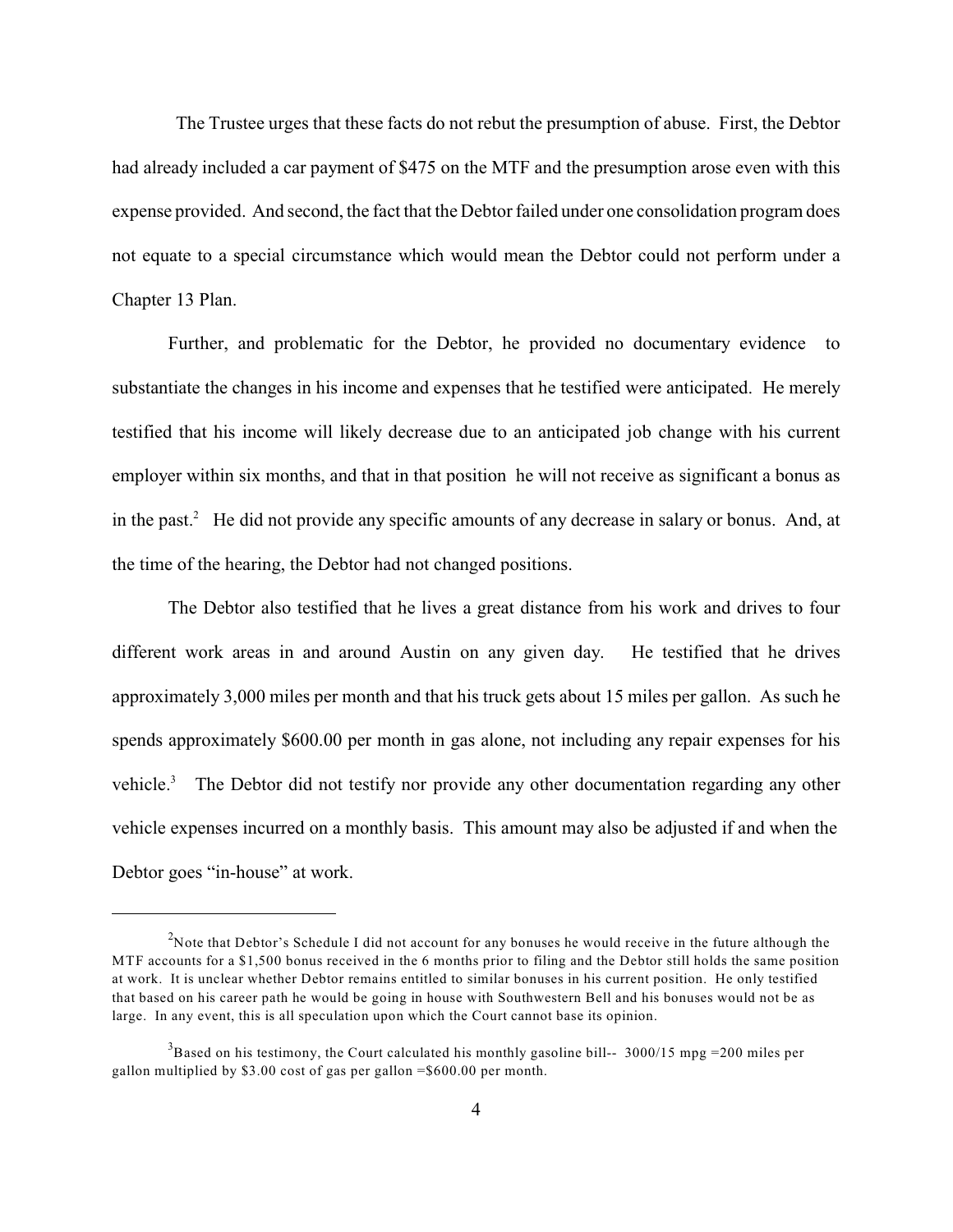The Trustee urges that these facts do not rebut the presumption of abuse. First, the Debtor had already included a car payment of $475 on the MTF and the presumption arose even with this expense provided. And second, the fact that the Debtor failed under one consolidation program does not equate to a special circumstance which would mean the Debtor could not perform under a Chapter 13 Plan.

Further, and problematic for the Debtor, he provided no documentary evidence to substantiate the changes in his income and expenses that he testified were anticipated. He merely testified that his income will likely decrease due to an anticipated job change with his current employer within six months, and that in that position he will not receive as significant a bonus as in the past.[2] He did not provide any specific amounts of any decrease in salary or bonus. And, at the time of the hearing, the Debtor had not changed positions.

The Debtor also testified that he lives a great distance from his work and drives to four different work areas in and around Austin on any given day. He testified that he drives approximately 3,000 miles per month and that his truck gets about 15 miles per gallon. As such he spends approximately $600.00 per month in gas alone, not including any repair expenses for his vehicle.[3] The Debtor did not testify nor provide any other documentation regarding any other vehicle expenses incurred on a monthly basis. This amount may also be adjusted if and when the Debtor goes "in-house" at work.

---

[2]Note that Debtor's Schedule I did not account for any bonuses he would receive in the future although the MTF accounts for a $1,500 bonus received in the 6 months prior to filing and the Debtor still holds the same position at work. It is unclear whether Debtor remains entitled to similar bonuses in his current position. He only testified that based on his career path he would be going in house with Southwestern Bell and his bonuses would not be as large. In any event, this is all speculation upon which the Court cannot base its opinion.

[3]Based on his testimony, the Court calculated his monthly gasoline bill-- 3000/15 mpg =200 miles per gallon multiplied by $3.00 cost of gas per gallon =$600.00 per month.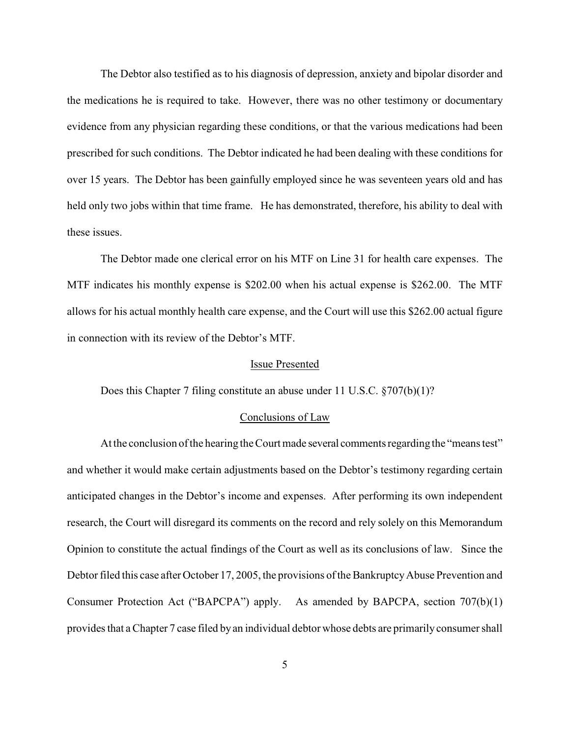The Debtor also testified as to his diagnosis of depression, anxiety and bipolar disorder and the medications he is required to take. However, there was no other testimony or documentary evidence from any physician regarding these conditions, or that the various medications had been prescribed for such conditions. The Debtor indicated he had been dealing with these conditions for over 15 years. The Debtor has been gainfully employed since he was seventeen years old and has held only two jobs within that time frame. He has demonstrated, therefore, his ability to deal with these issues.

The Debtor made one clerical error on his MTF on Line 31 for health care expenses. The MTF indicates his monthly expense is $202.00 when his actual expense is $262.00. The MTF allows for his actual monthly health care expense, and the Court will use this $262.00 actual figure in connection with its review of the Debtor's MTF.

## Issue Presented

Does this Chapter 7 filing constitute an abuse under 11 U.S.C. §707(b)(1)?

## Conclusions of Law

At the conclusion of the hearing the Court made several comments regarding the "means test" and whether it would make certain adjustments based on the Debtor's testimony regarding certain anticipated changes in the Debtor's income and expenses. After performing its own independent research, the Court will disregard its comments on the record and rely solely on this Memorandum Opinion to constitute the actual findings of the Court as well as its conclusions of law. Since the Debtor filed this case after October 17, 2005, the provisions of the Bankruptcy Abuse Prevention and Consumer Protection Act ("BAPCPA") apply. As amended by BAPCPA, section 707(b)(1) provides that a Chapter 7 case filed by an individual debtor whose debts are primarily consumer shall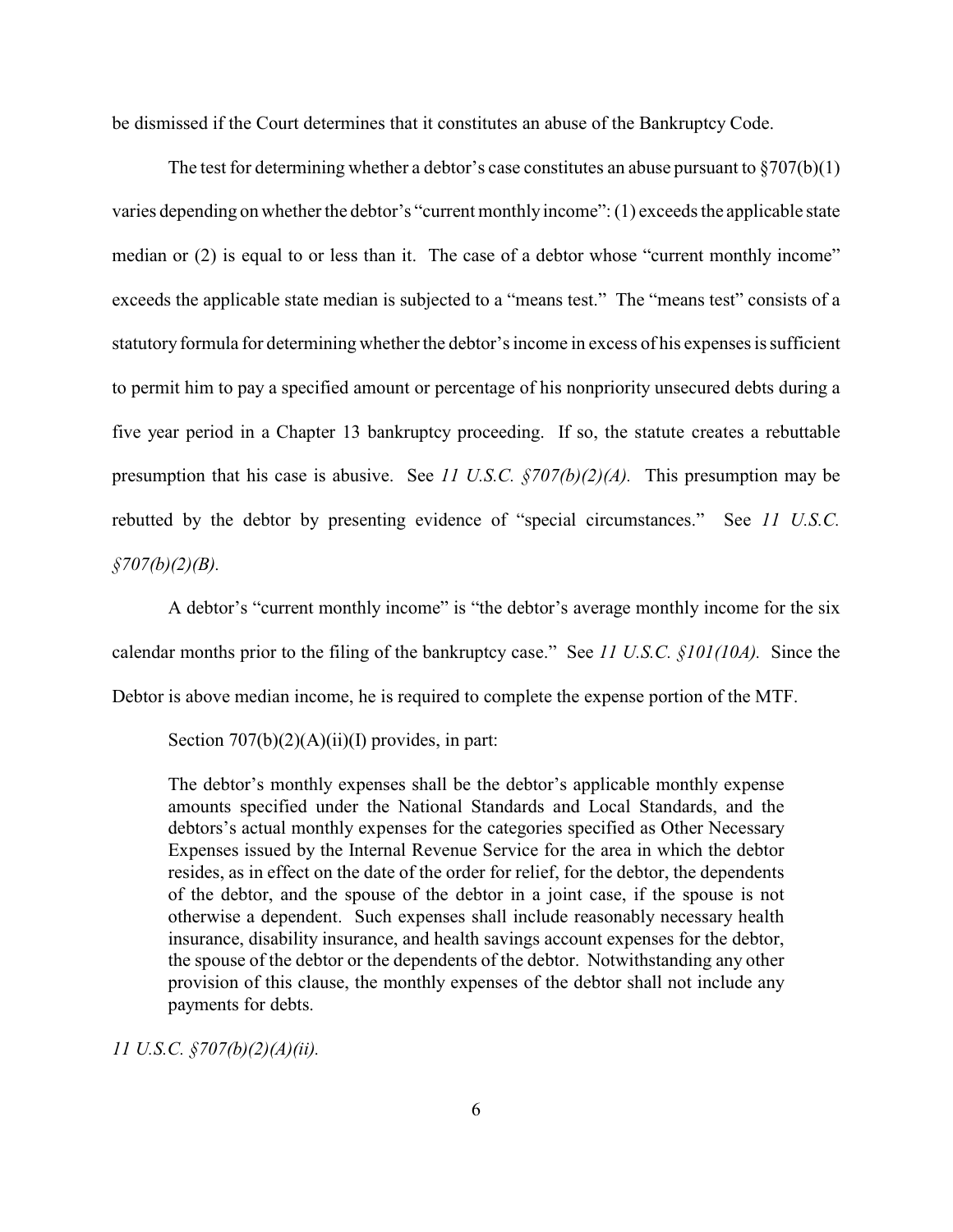be dismissed if the Court determines that it constitutes an abuse of the Bankruptcy Code.

The test for determining whether a debtor's case constitutes an abuse pursuant to §707(b)(1) varies depending on whether the debtor's "current monthly income": (1) exceeds the applicable state median or (2) is equal to or less than it. The case of a debtor whose "current monthly income" exceeds the applicable state median is subjected to a "means test." The "means test" consists of a statutory formula for determining whether the debtor's income in excess of his expenses is sufficient to permit him to pay a specified amount or percentage of his nonpriority unsecured debts during a five year period in a Chapter 13 bankruptcy proceeding. If so, the statute creates a rebuttable presumption that his case is abusive. See *11 U.S.C. §707(b)(2)(A).* This presumption may be rebutted by the debtor by presenting evidence of "special circumstances." See *11 U.S.C. §707(b)(2)(B).*

A debtor's "current monthly income" is "the debtor's average monthly income for the six calendar months prior to the filing of the bankruptcy case." See *11 U.S.C. §101(10A).* Since the Debtor is above median income, he is required to complete the expense portion of the MTF.

Section 707(b)(2)(A)(ii)(I) provides, in part:

> The debtor's monthly expenses shall be the debtor's applicable monthly expense amounts specified under the National Standards and Local Standards, and the debtors's actual monthly expenses for the categories specified as Other Necessary Expenses issued by the Internal Revenue Service for the area in which the debtor resides, as in effect on the date of the order for relief, for the debtor, the dependents of the debtor, and the spouse of the debtor in a joint case, if the spouse is not otherwise a dependent. Such expenses shall include reasonably necessary health insurance, disability insurance, and health savings account expenses for the debtor, the spouse of the debtor or the dependents of the debtor. Notwithstanding any other provision of this clause, the monthly expenses of the debtor shall not include any payments for debts.

*11 U.S.C. §707(b)(2)(A)(ii).*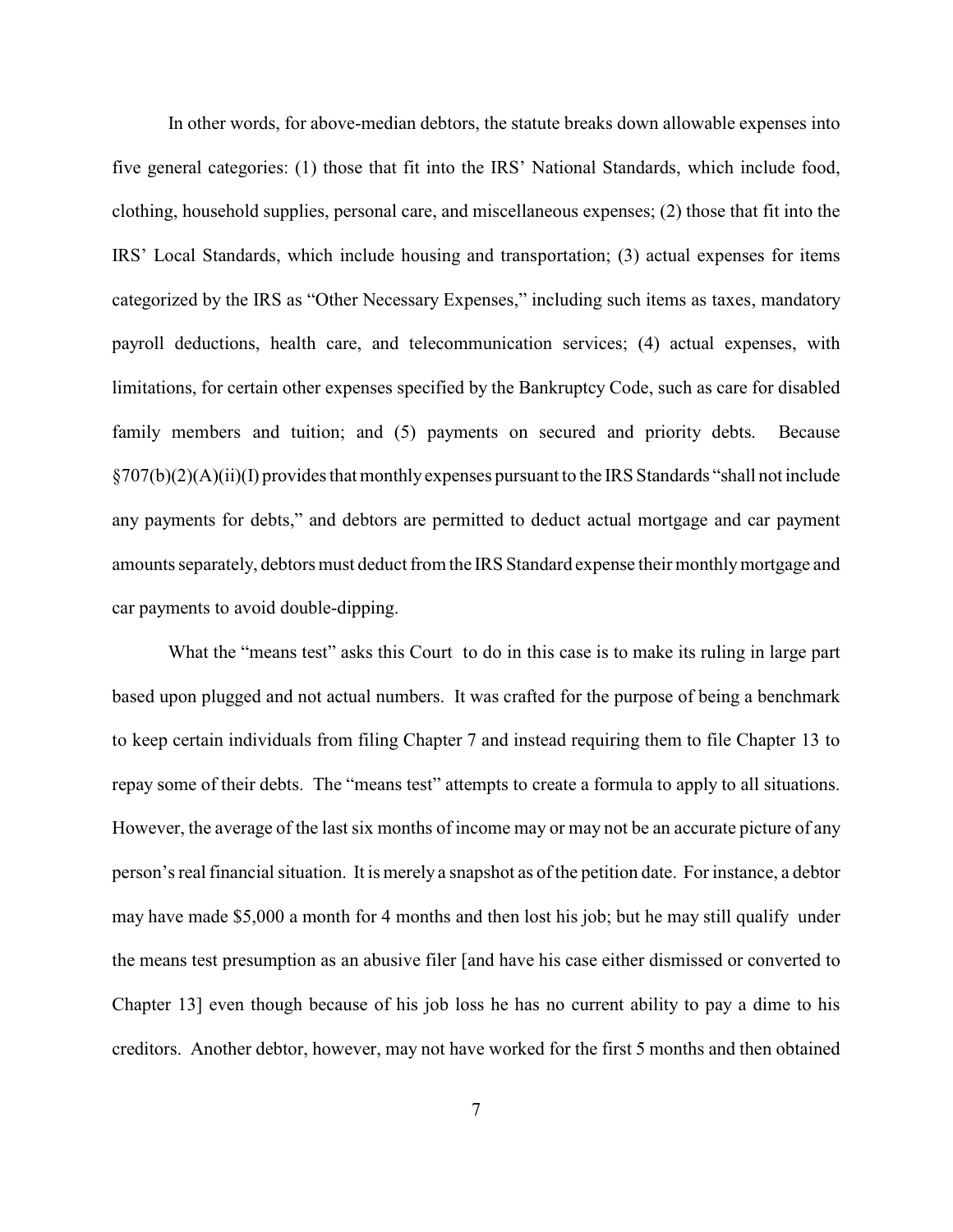In other words, for above-median debtors, the statute breaks down allowable expenses into five general categories: (1) those that fit into the IRS' National Standards, which include food, clothing, household supplies, personal care, and miscellaneous expenses; (2) those that fit into the IRS' Local Standards, which include housing and transportation; (3) actual expenses for items categorized by the IRS as "Other Necessary Expenses," including such items as taxes, mandatory payroll deductions, health care, and telecommunication services; (4) actual expenses, with limitations, for certain other expenses specified by the Bankruptcy Code, such as care for disabled family members and tuition; and (5) payments on secured and priority debts. Because §707(b)(2)(A)(ii)(I) provides that monthly expenses pursuant to the IRS Standards "shall not include any payments for debts," and debtors are permitted to deduct actual mortgage and car payment amounts separately, debtors must deduct from the IRS Standard expense their monthly mortgage and car payments to avoid double-dipping.

What the "means test" asks this Court to do in this case is to make its ruling in large part based upon plugged and not actual numbers. It was crafted for the purpose of being a benchmark to keep certain individuals from filing Chapter 7 and instead requiring them to file Chapter 13 to repay some of their debts. The "means test" attempts to create a formula to apply to all situations. However, the average of the last six months of income may or may not be an accurate picture of any person's real financial situation. It is merely a snapshot as of the petition date. For instance, a debtor may have made $5,000 a month for 4 months and then lost his job; but he may still qualify under the means test presumption as an abusive filer [and have his case either dismissed or converted to Chapter 13] even though because of his job loss he has no current ability to pay a dime to his creditors. Another debtor, however, may not have worked for the first 5 months and then obtained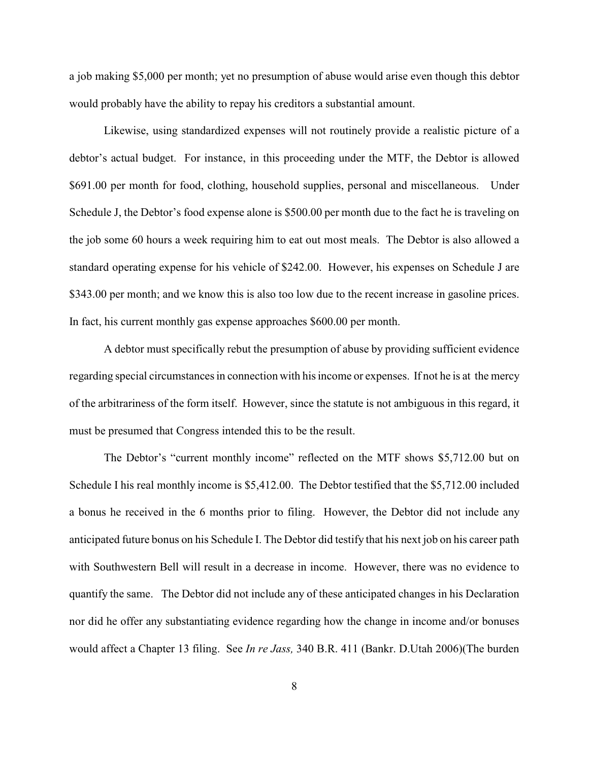a job making $5,000 per month; yet no presumption of abuse would arise even though this debtor would probably have the ability to repay his creditors a substantial amount.

Likewise, using standardized expenses will not routinely provide a realistic picture of a debtor's actual budget. For instance, in this proceeding under the MTF, the Debtor is allowed $691.00 per month for food, clothing, household supplies, personal and miscellaneous. Under Schedule J, the Debtor's food expense alone is $500.00 per month due to the fact he is traveling on the job some 60 hours a week requiring him to eat out most meals. The Debtor is also allowed a standard operating expense for his vehicle of $242.00. However, his expenses on Schedule J are $343.00 per month; and we know this is also too low due to the recent increase in gasoline prices. In fact, his current monthly gas expense approaches $600.00 per month.

A debtor must specifically rebut the presumption of abuse by providing sufficient evidence regarding special circumstances in connection with his income or expenses. If not he is at the mercy of the arbitrariness of the form itself. However, since the statute is not ambiguous in this regard, it must be presumed that Congress intended this to be the result.

The Debtor's "current monthly income" reflected on the MTF shows $5,712.00 but on Schedule I his real monthly income is $5,412.00. The Debtor testified that the $5,712.00 included a bonus he received in the 6 months prior to filing. However, the Debtor did not include any anticipated future bonus on his Schedule I. The Debtor did testify that his next job on his career path with Southwestern Bell will result in a decrease in income. However, there was no evidence to quantify the same. The Debtor did not include any of these anticipated changes in his Declaration nor did he offer any substantiating evidence regarding how the change in income and/or bonuses would affect a Chapter 13 filing. See *In re Jass,* 340 B.R. 411 (Bankr. D.Utah 2006)(The burden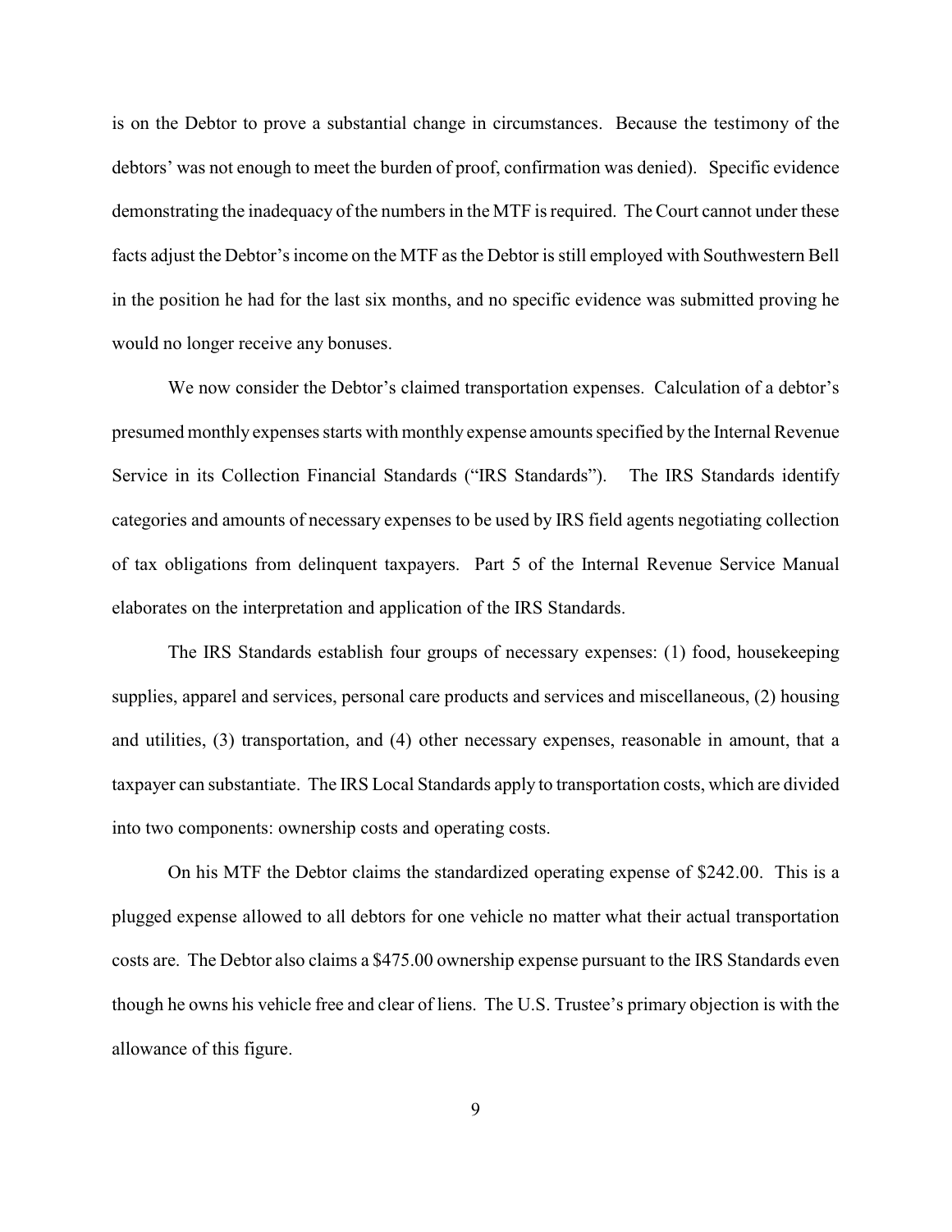is on the Debtor to prove a substantial change in circumstances. Because the testimony of the debtors' was not enough to meet the burden of proof, confirmation was denied). Specific evidence demonstrating the inadequacy of the numbers in the MTF is required. The Court cannot under these facts adjust the Debtor's income on the MTF as the Debtor is still employed with Southwestern Bell in the position he had for the last six months, and no specific evidence was submitted proving he would no longer receive any bonuses.

We now consider the Debtor's claimed transportation expenses. Calculation of a debtor's presumed monthly expenses starts with monthly expense amounts specified by the Internal Revenue Service in its Collection Financial Standards ("IRS Standards"). The IRS Standards identify categories and amounts of necessary expenses to be used by IRS field agents negotiating collection of tax obligations from delinquent taxpayers. Part 5 of the Internal Revenue Service Manual elaborates on the interpretation and application of the IRS Standards.

The IRS Standards establish four groups of necessary expenses: (1) food, housekeeping supplies, apparel and services, personal care products and services and miscellaneous, (2) housing and utilities, (3) transportation, and (4) other necessary expenses, reasonable in amount, that a taxpayer can substantiate. The IRS Local Standards apply to transportation costs, which are divided into two components: ownership costs and operating costs.

On his MTF the Debtor claims the standardized operating expense of $242.00. This is a plugged expense allowed to all debtors for one vehicle no matter what their actual transportation costs are. The Debtor also claims a $475.00 ownership expense pursuant to the IRS Standards even though he owns his vehicle free and clear of liens. The U.S. Trustee's primary objection is with the allowance of this figure.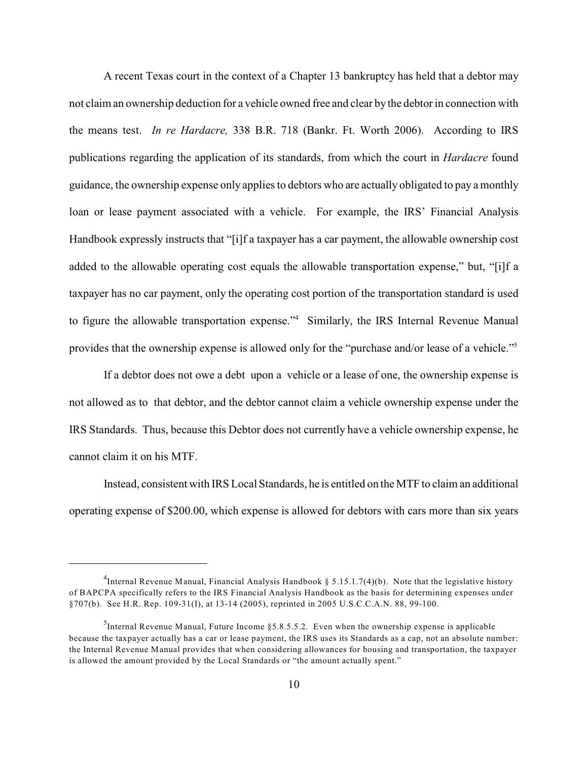A recent Texas court in the context of a Chapter 13 bankruptcy has held that a debtor may not claim an ownership deduction for a vehicle owned free and clear by the debtor in connection with the means test. *In re Hardacre,* 338 B.R. 718 (Bankr. Ft. Worth 2006). According to IRS publications regarding the application of its standards, from which the court in *Hardacre* found guidance, the ownership expense only applies to debtors who are actually obligated to pay a monthly loan or lease payment associated with a vehicle. For example, the IRS' Financial Analysis Handbook expressly instructs that "[i]f a taxpayer has a car payment, the allowable ownership cost added to the allowable operating cost equals the allowable transportation expense," but, "[i]f a taxpayer has no car payment, only the operating cost portion of the transportation standard is used to figure the allowable transportation expense."[4] Similarly, the IRS Internal Revenue Manual provides that the ownership expense is allowed only for the "purchase and/or lease of a vehicle."[5]

If a debtor does not owe a debt upon a vehicle or a lease of one, the ownership expense is not allowed as to that debtor, and the debtor cannot claim a vehicle ownership expense under the IRS Standards. Thus, because this Debtor does not currently have a vehicle ownership expense, he cannot claim it on his MTF.

Instead, consistent with IRS Local Standards, he is entitled on the MTF to claim an additional operating expense of $200.00, which expense is allowed for debtors with cars more than six years

---

[4] Internal Revenue Manual, Financial Analysis Handbook § 5.15.1.7(4)(b). Note that the legislative history of BAPCPA specifically refers to the IRS Financial Analysis Handbook as the basis for determining expenses under §707(b). See H.R. Rep. 109-31(I), at 13-14 (2005), reprinted in 2005 U.S.C.C.A.N. 88, 99-100.

[5] Internal Revenue Manual, Future Income §5.8.5.5.2. Even when the ownership expense is applicable because the taxpayer actually has a car or lease payment, the IRS uses its Standards as a cap, not an absolute number: the Internal Revenue Manual provides that when considering allowances for housing and transportation, the taxpayer is allowed the amount provided by the Local Standards or "the amount actually spent."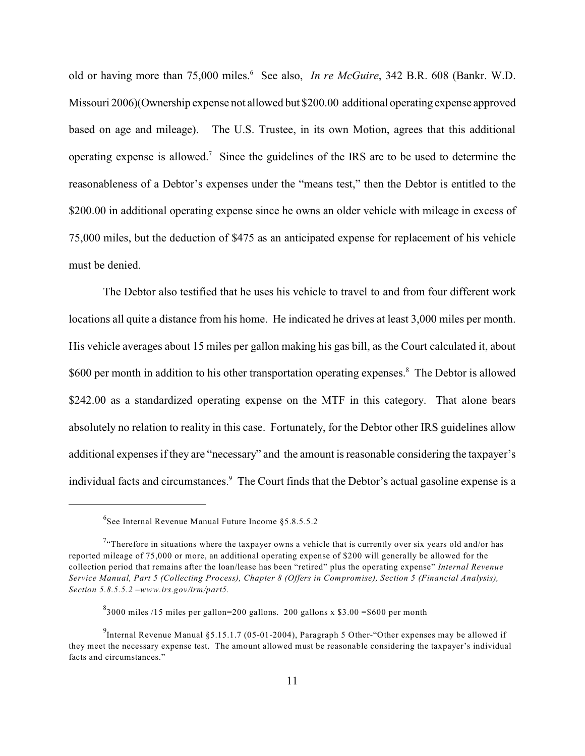old or having more than 75,000 miles.[6] See also, *In re McGuire*, 342 B.R. 608 (Bankr. W.D. Missouri 2006)(Ownership expense not allowed but $200.00 additional operating expense approved based on age and mileage). The U.S. Trustee, in its own Motion, agrees that this additional operating expense is allowed.[7] Since the guidelines of the IRS are to be used to determine the reasonableness of a Debtor's expenses under the "means test," then the Debtor is entitled to the $200.00 in additional operating expense since he owns an older vehicle with mileage in excess of 75,000 miles, but the deduction of $475 as an anticipated expense for replacement of his vehicle must be denied.

The Debtor also testified that he uses his vehicle to travel to and from four different work locations all quite a distance from his home. He indicated he drives at least 3,000 miles per month. His vehicle averages about 15 miles per gallon making his gas bill, as the Court calculated it, about $600 per month in addition to his other transportation operating expenses.[8] The Debtor is allowed $242.00 as a standardized operating expense on the MTF in this category. That alone bears absolutely no relation to reality in this case. Fortunately, for the Debtor other IRS guidelines allow additional expenses if they are "necessary" and the amount is reasonable considering the taxpayer's individual facts and circumstances.[9] The Court finds that the Debtor's actual gasoline expense is a

---

[6] See Internal Revenue Manual Future Income §5.8.5.5.2

[7] "Therefore in situations where the taxpayer owns a vehicle that is currently over six years old and/or has reported mileage of 75,000 or more, an additional operating expense of $200 will generally be allowed for the collection period that remains after the loan/lease has been "retired" plus the operating expense" *Internal Revenue Service Manual, Part 5 (Collecting Process), Chapter 8 (Offers in Compromise), Section 5 (Financial Analysis), Section 5.8.5.5.2 –www.irs.gov/irm/part5.*

[8] 3000 miles /15 miles per gallon=200 gallons. 200 gallons x $3.00 =$600 per month

[9] Internal Revenue Manual §5.15.1.7 (05-01-2004), Paragraph 5 Other-"Other expenses may be allowed if they meet the necessary expense test. The amount allowed must be reasonable considering the taxpayer's individual facts and circumstances."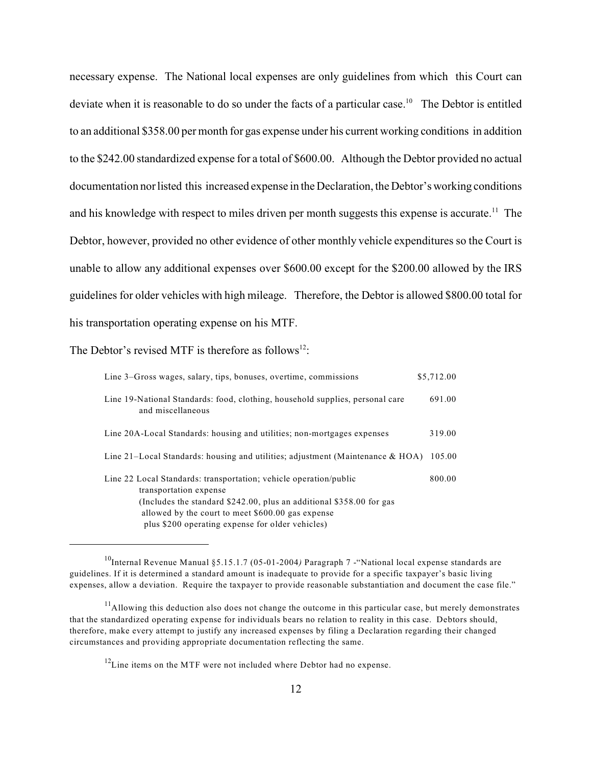necessary expense. The National local expenses are only guidelines from which this Court can deviate when it is reasonable to do so under the facts of a particular case.[10] The Debtor is entitled to an additional $358.00 per month for gas expense under his current working conditions in addition to the $242.00 standardized expense for a total of $600.00. Although the Debtor provided no actual documentation nor listed this increased expense in the Declaration, the Debtor's working conditions and his knowledge with respect to miles driven per month suggests this expense is accurate.[11] The Debtor, however, provided no other evidence of other monthly vehicle expenditures so the Court is unable to allow any additional expenses over $600.00 except for the $200.00 allowed by the IRS guidelines for older vehicles with high mileage. Therefore, the Debtor is allowed $800.00 total for his transportation operating expense on his MTF.

The Debtor's revised MTF is therefore as follows[12]:

| | |
|---|---|
| Line 3–Gross wages, salary, tips, bonuses, overtime, commissions | $5,712.00 |
| Line 19-National Standards: food, clothing, household supplies, personal care and miscellaneous | 691.00 |
| Line 20A-Local Standards: housing and utilities; non-mortgages expenses | 319.00 |
| Line 21–Local Standards: housing and utilities; adjustment (Maintenance & HOA) | 105.00 |
| Line 22 Local Standards: transportation; vehicle operation/public transportation expense (Includes the standard $242.00, plus an additional $358.00 for gas allowed by the court to meet $600.00 gas expense plus $200 operating expense for older vehicles) | 800.00 |

---

[10] Internal Revenue Manual §5.15.1.7 (05-01-2004) Paragraph 7 -"National local expense standards are guidelines. If it is determined a standard amount is inadequate to provide for a specific taxpayer's basic living expenses, allow a deviation. Require the taxpayer to provide reasonable substantiation and document the case file."

[11] Allowing this deduction also does not change the outcome in this particular case, but merely demonstrates that the standardized operating expense for individuals bears no relation to reality in this case. Debtors should, therefore, make every attempt to justify any increased expenses by filing a Declaration regarding their changed circumstances and providing appropriate documentation reflecting the same.

[12] Line items on the MTF were not included where Debtor had no expense.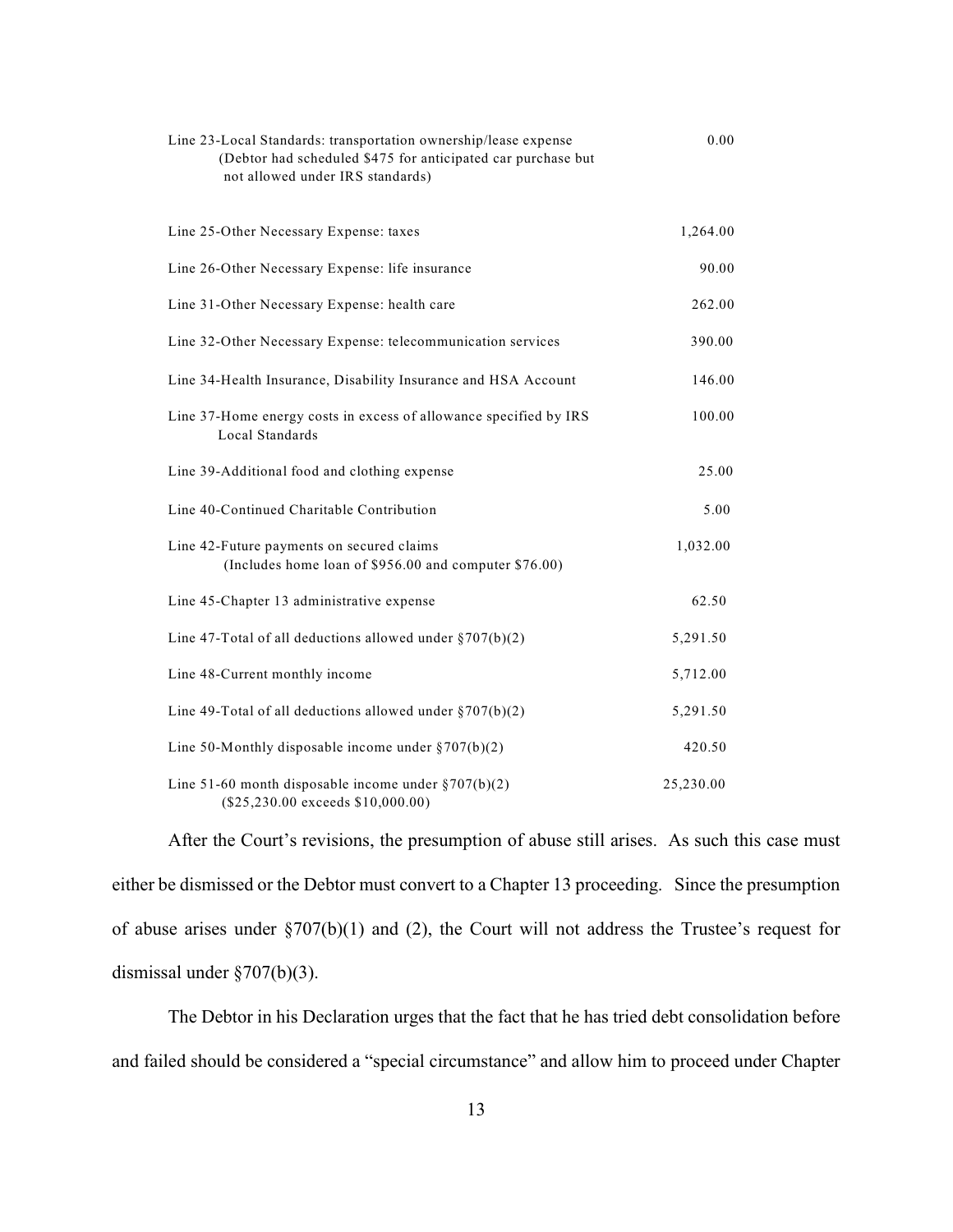| | |
|---|---|
| Line 23-Local Standards: transportation ownership/lease expense (Debtor had scheduled $475 for anticipated car purchase but not allowed under IRS standards) | 0.00 |
| Line 25-Other Necessary Expense: taxes | 1,264.00 |
| Line 26-Other Necessary Expense: life insurance | 90.00 |
| Line 31-Other Necessary Expense: health care | 262.00 |
| Line 32-Other Necessary Expense: telecommunication services | 390.00 |
| Line 34-Health Insurance, Disability Insurance and HSA Account | 146.00 |
| Line 37-Home energy costs in excess of allowance specified by IRS Local Standards | 100.00 |
| Line 39-Additional food and clothing expense | 25.00 |
| Line 40-Continued Charitable Contribution | 5.00 |
| Line 42-Future payments on secured claims (Includes home loan of $956.00 and computer $76.00) | 1,032.00 |
| Line 45-Chapter 13 administrative expense | 62.50 |
| Line 47-Total of all deductions allowed under §707(b)(2) | 5,291.50 |
| Line 48-Current monthly income | 5,712.00 |
| Line 49-Total of all deductions allowed under §707(b)(2) | 5,291.50 |
| Line 50-Monthly disposable income under §707(b)(2) | 420.50 |
| Line 51-60 month disposable income under §707(b)(2) ($25,230.00 exceeds $10,000.00) | 25,230.00 |

After the Court's revisions, the presumption of abuse still arises. As such this case must either be dismissed or the Debtor must convert to a Chapter 13 proceeding. Since the presumption of abuse arises under §707(b)(1) and (2), the Court will not address the Trustee's request for dismissal under §707(b)(3).

The Debtor in his Declaration urges that the fact that he has tried debt consolidation before and failed should be considered a "special circumstance" and allow him to proceed under Chapter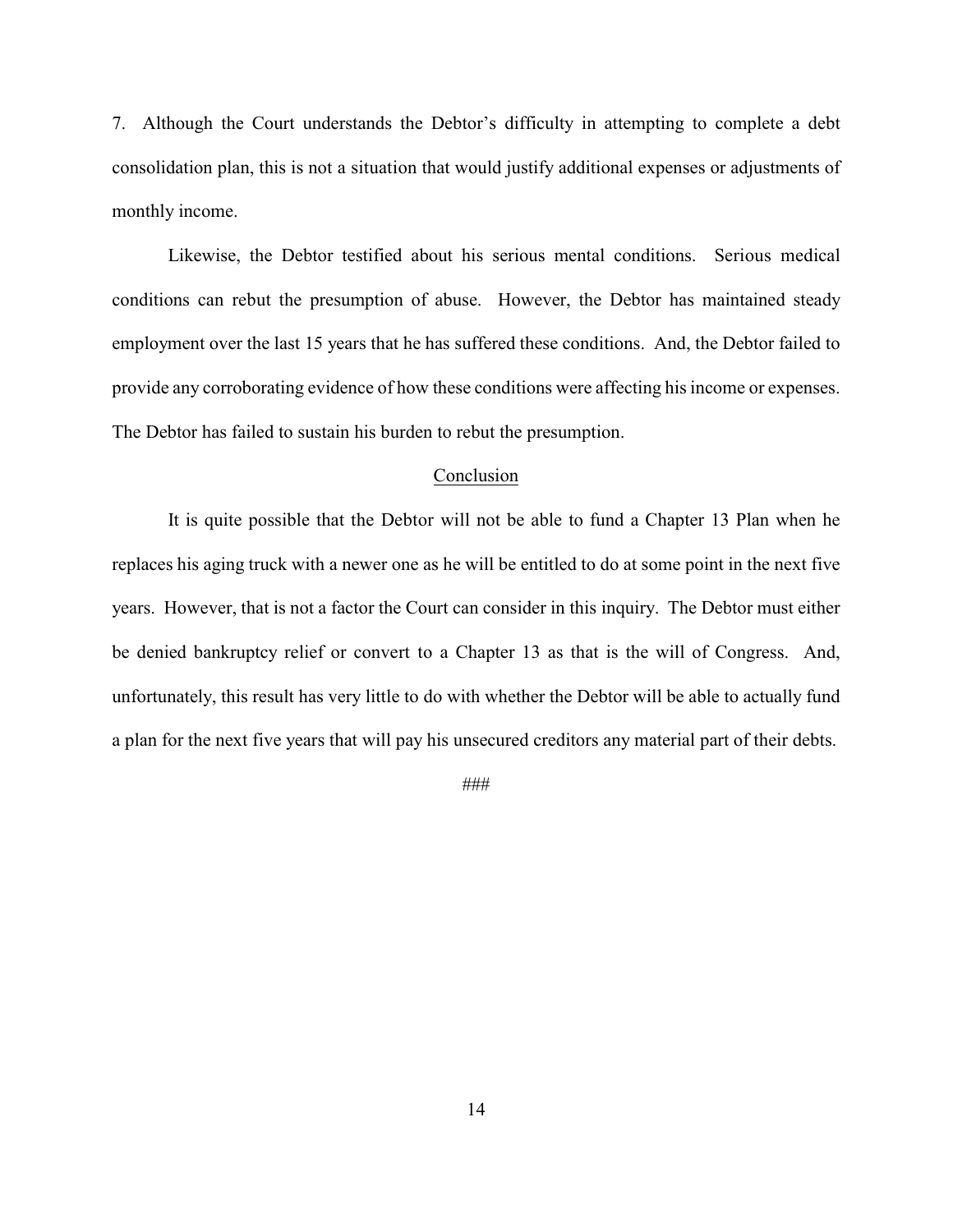7. Although the Court understands the Debtor's difficulty in attempting to complete a debt consolidation plan, this is not a situation that would justify additional expenses or adjustments of monthly income.

Likewise, the Debtor testified about his serious mental conditions. Serious medical conditions can rebut the presumption of abuse. However, the Debtor has maintained steady employment over the last 15 years that he has suffered these conditions. And, the Debtor failed to provide any corroborating evidence of how these conditions were affecting his income or expenses. The Debtor has failed to sustain his burden to rebut the presumption.

<u>Conclusion</u>

It is quite possible that the Debtor will not be able to fund a Chapter 13 Plan when he replaces his aging truck with a newer one as he will be entitled to do at some point in the next five years. However, that is not a factor the Court can consider in this inquiry. The Debtor must either be denied bankruptcy relief or convert to a Chapter 13 as that is the will of Congress. And, unfortunately, this result has very little to do with whether the Debtor will be able to actually fund a plan for the next five years that will pay his unsecured creditors any material part of their debts.

###